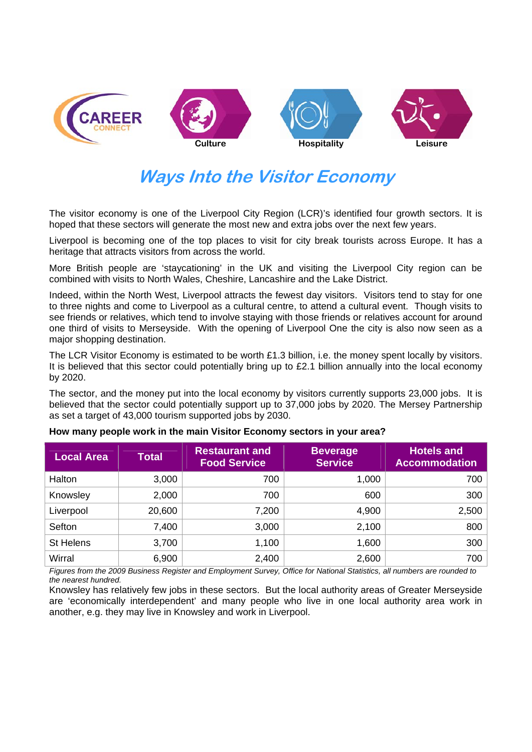Culture Hospitality Leisure

# Ways Into the Visitor Economy

The visitor economy is one of the Liverpool City Region (LCR)'s identified four growth sectors. It is hoped that these sectors will generate the most new and extra jobs over the next few years.

Liverpool is becoming one of the top places to visit for city break tourists across Europe. It has a heritage that attracts visitors from across the world.

More British people are 'staycationing' in the UK and visiting the Liverpool City region can be combined with visits to North Wales, Cheshire, Lancashire and the Lake District.

Indeed, within the North West, Liverpool attracts the fewest day visitors. Visitors tend to stay for one to three nights and come to Liverpool as a cultural centre, to attend a cultural event. Though visits to see friends or relatives, which tend to involve staying with those friends or relatives account for around one third of visits to Merseyside. With the opening of Liverpool One the city is also now seen as a major shopping destination.

The LCR Visitor Economy is estimated to be worth £1.3 billion, i.e. the money spent locally by visitors. It is believed that this sector could potentially bring up to £2.1 billion annually into the local economy by 2020.

The sector, and the money put into the local economy by visitors currently supports 23,000 jobs. It is believed that the sector could potentially support up to 37,000 jobs by 2020. The Mersey Partnership as set a target of 43,000 tourism supported jobs by 2030.

**How many people work in the main Visitor Economy sectors in your area?**

| Local Area | Total | Restaurant and Food Service | Beverage Service | Hotels and Accommodation |
|---|---|---|---|---|
| Halton | 3,000 | 700 | 1,000 | 700 |
| Knowsley | 2,000 | 700 | 600 | 300 |
| Liverpool | 20,600 | 7,200 | 4,900 | 2,500 |
| Sefton | 7,400 | 3,000 | 2,100 | 800 |
| St Helens | 3,700 | 1,100 | 1,600 | 300 |
| Wirral | 6,900 | 2,400 | 2,600 | 700 |

*Figures from the 2009 Business Register and Employment Survey, Office for National Statistics, all numbers are rounded to the nearest hundred.*

Knowsley has relatively few jobs in these sectors. But the local authority areas of Greater Merseyside are 'economically interdependent' and many people who live in one local authority area work in another, e.g. they may live in Knowsley and work in Liverpool.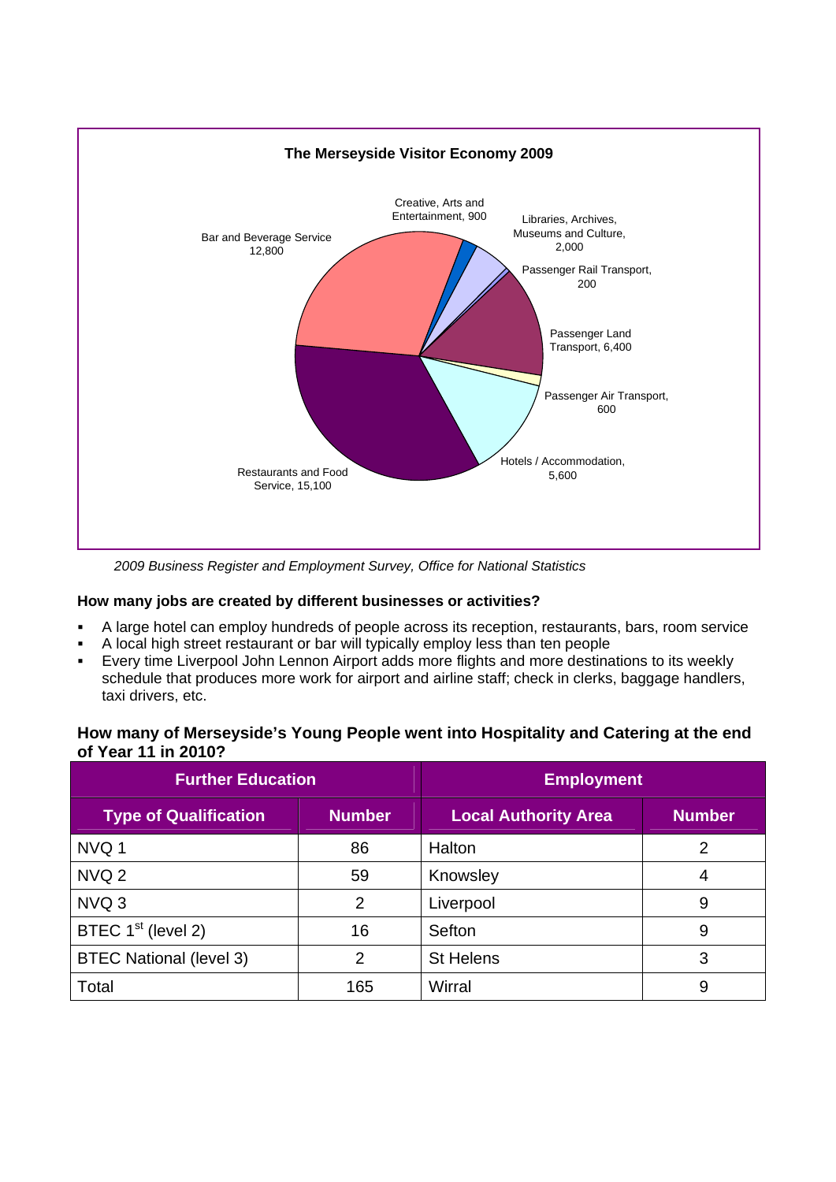**The Merseyside Visitor Economy 2009**

| Sector | Number |
|---|---|
| Restaurants and Food Service | 15,100 |
| Bar and Beverage Service | 12,800 |
| Creative, Arts and Entertainment | 900 |
| Libraries, Archives, Museums and Culture | 2,000 |
| Passenger Rail Transport | 200 |
| Passenger Land Transport | 6,400 |
| Passenger Air Transport | 600 |
| Hotels / Accommodation | 5,600 |

*2009 Business Register and Employment Survey, Office for National Statistics*

**How many jobs are created by different businesses or activities?**

- A large hotel can employ hundreds of people across its reception, restaurants, bars, room service
- A local high street restaurant or bar will typically employ less than ten people
- Every time Liverpool John Lennon Airport adds more flights and more destinations to its weekly schedule that produces more work for airport and airline staff; check in clerks, baggage handlers, taxi drivers, etc.

**How many of Merseyside's Young People went into Hospitality and Catering at the end of Year 11 in 2010?**

| Further Education | | Employment | |
|---|---|---|---|
| **Type of Qualification** | **Number** | **Local Authority Area** | **Number** |
| NVQ 1 | 86 | Halton | 2 |
| NVQ 2 | 59 | Knowsley | 4 |
| NVQ 3 | 2 | Liverpool | 9 |
| BTEC 1st (level 2) | 16 | Sefton | 9 |
| BTEC National (level 3) | 2 | St Helens | 3 |
| Total | 165 | Wirral | 9 |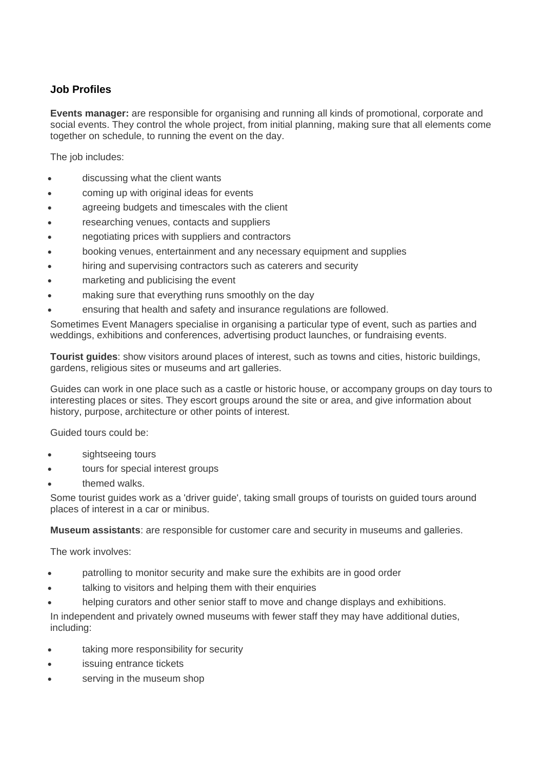## Job Profiles

**Events manager:** are responsible for organising and running all kinds of promotional, corporate and social events. They control the whole project, from initial planning, making sure that all elements come together on schedule, to running the event on the day.

The job includes:

- discussing what the client wants
- coming up with original ideas for events
- agreeing budgets and timescales with the client
- researching venues, contacts and suppliers
- negotiating prices with suppliers and contractors
- booking venues, entertainment and any necessary equipment and supplies
- hiring and supervising contractors such as caterers and security
- marketing and publicising the event
- making sure that everything runs smoothly on the day
- ensuring that health and safety and insurance regulations are followed.

Sometimes Event Managers specialise in organising a particular type of event, such as parties and weddings, exhibitions and conferences, advertising product launches, or fundraising events.

**Tourist guides**: show visitors around places of interest, such as towns and cities, historic buildings, gardens, religious sites or museums and art galleries.

Guides can work in one place such as a castle or historic house, or accompany groups on day tours to interesting places or sites. They escort groups around the site or area, and give information about history, purpose, architecture or other points of interest.

Guided tours could be:

- sightseeing tours
- tours for special interest groups
- themed walks.

Some tourist guides work as a 'driver guide', taking small groups of tourists on guided tours around places of interest in a car or minibus.

**Museum assistants**: are responsible for customer care and security in museums and galleries.

The work involves:

- patrolling to monitor security and make sure the exhibits are in good order
- talking to visitors and helping them with their enquiries
- helping curators and other senior staff to move and change displays and exhibitions.

In independent and privately owned museums with fewer staff they may have additional duties, including:

- taking more responsibility for security
- issuing entrance tickets
- serving in the museum shop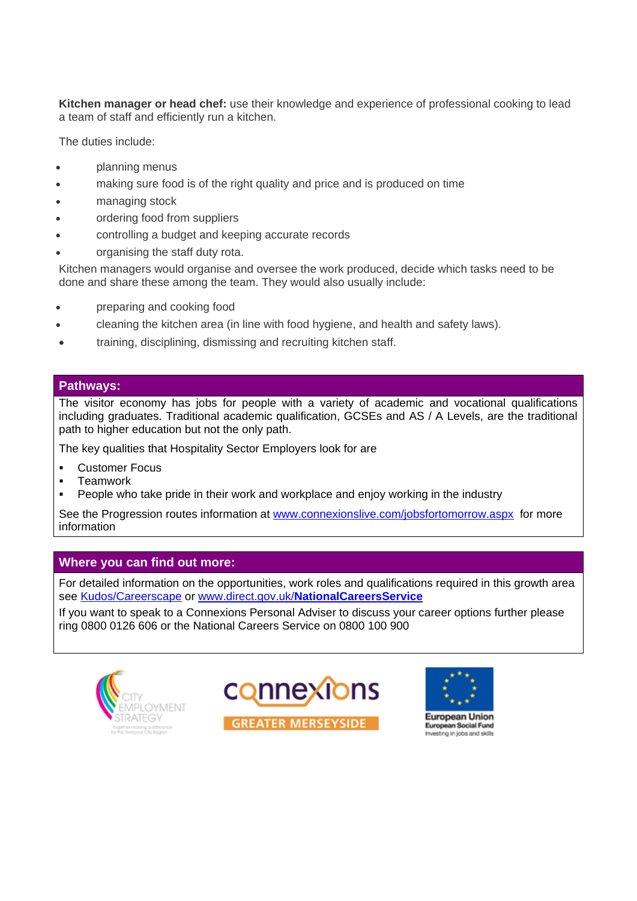**Kitchen manager or head chef:** use their knowledge and experience of professional cooking to lead a team of staff and efficiently run a kitchen.

The duties include:

- planning menus
- making sure food is of the right quality and price and is produced on time
- managing stock
- ordering food from suppliers
- controlling a budget and keeping accurate records
- organising the staff duty rota.

Kitchen managers would organise and oversee the work produced, decide which tasks need to be done and share these among the team. They would also usually include:

- preparing and cooking food
- cleaning the kitchen area (in line with food hygiene, and health and safety laws).
- training, disciplining, dismissing and recruiting kitchen staff.

## Pathways:

The visitor economy has jobs for people with a variety of academic and vocational qualifications including graduates. Traditional academic qualification, GCSEs and AS / A Levels, are the traditional path to higher education but not the only path.

The key qualities that Hospitality Sector Employers look for are

- Customer Focus
- Teamwork
- People who take pride in their work and workplace and enjoy working in the industry

See the Progression routes information at www.connexionslive.com/jobsfortomorrow.aspx for more information

## Where you can find out more:

For detailed information on the opportunities, work roles and qualifications required in this growth area see Kudos/Careerscape or www.direct.gov.uk/**NationalCareersService**

If you want to speak to a Connexions Personal Adviser to discuss your career options further please ring 0800 0126 606 or the National Careers Service on 0800 100 900

CITY EMPLOYMENT STRATEGY
Together making a difference for the Liverpool City Region

connexions
GREATER MERSEYSIDE

European Union
European Social Fund
Investing in jobs and skills